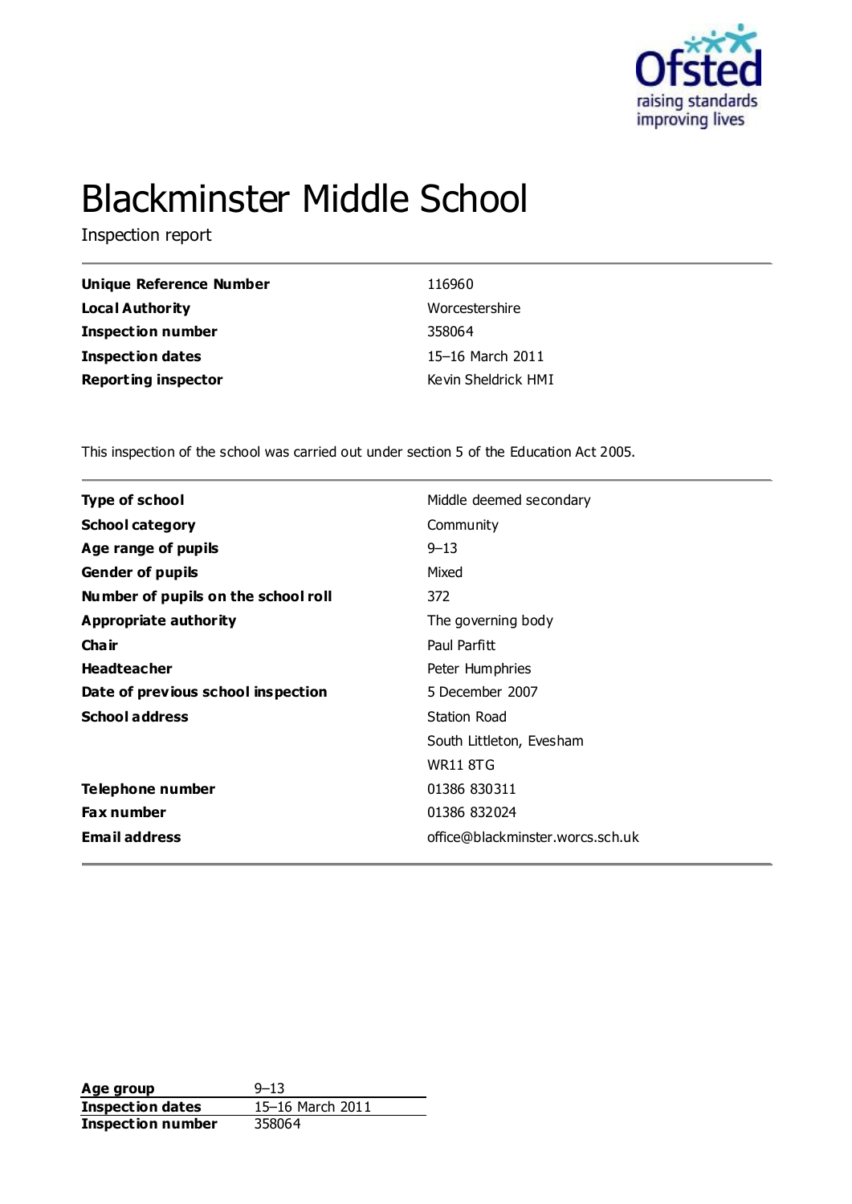# Blackminster Middle School

Inspection report

| | |
|---|---|
| **Unique Reference Number** | 116960 |
| **Local Authority** | Worcestershire |
| **Inspection number** | 358064 |
| **Inspection dates** | 15–16 March 2011 |
| **Reporting inspector** | Kevin Sheldrick HMI |

This inspection of the school was carried out under section 5 of the Education Act 2005.

| | |
|---|---|
| **Type of school** | Middle deemed secondary |
| **School category** | Community |
| **Age range of pupils** | 9–13 |
| **Gender of pupils** | Mixed |
| **Number of pupils on the school roll** | 372 |
| **Appropriate authority** | The governing body |
| **Chair** | Paul Parfitt |
| **Headteacher** | Peter Humphries |
| **Date of previous school inspection** | 5 December 2007 |
| **School address** | Station Road<br>South Littleton, Evesham<br>WR11 8TG |
| **Telephone number** | 01386 830311 |
| **Fax number** | 01386 832024 |
| **Email address** | office@blackminster.worcs.sch.uk |

| | |
|---|---|
| **Age group** | 9–13 |
| **Inspection dates** | 15–16 March 2011 |
| **Inspection number** | 358064 |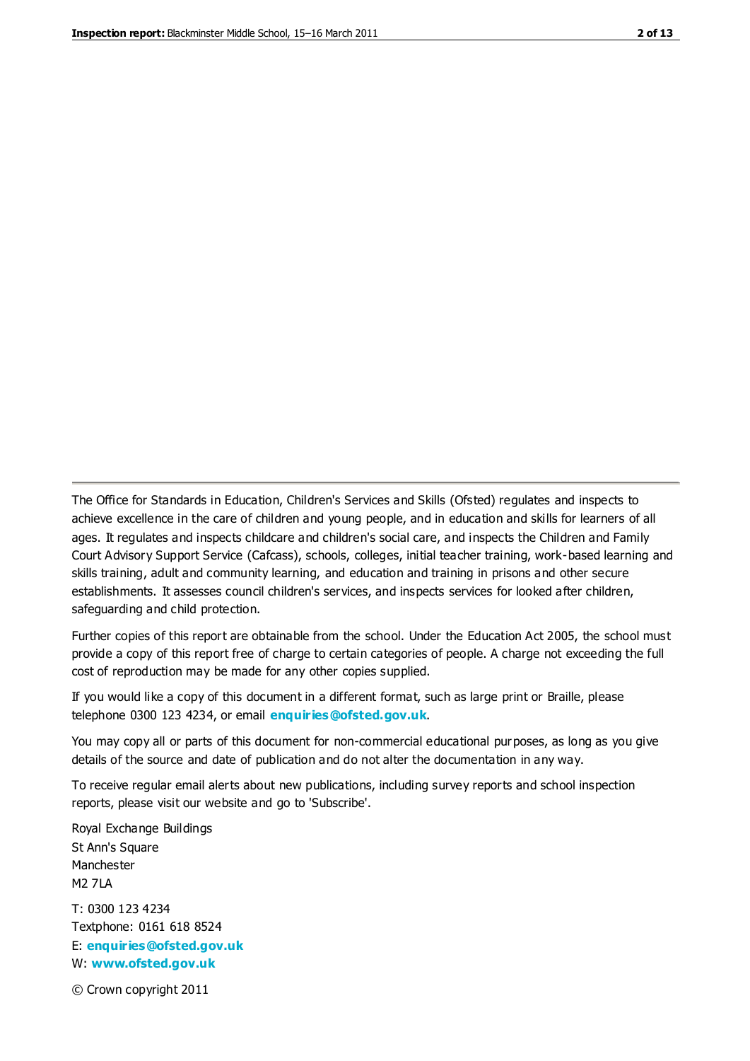The Office for Standards in Education, Children's Services and Skills (Ofsted) regulates and inspects to achieve excellence in the care of children and young people, and in education and skills for learners of all ages. It regulates and inspects childcare and children's social care, and inspects the Children and Family Court Advisory Support Service (Cafcass), schools, colleges, initial teacher training, work-based learning and skills training, adult and community learning, and education and training in prisons and other secure establishments. It assesses council children's services, and inspects services for looked after children, safeguarding and child protection.

Further copies of this report are obtainable from the school. Under the Education Act 2005, the school must provide a copy of this report free of charge to certain categories of people. A charge not exceeding the full cost of reproduction may be made for any other copies supplied.

If you would like a copy of this document in a different format, such as large print or Braille, please telephone 0300 123 4234, or email **enquiries@ofsted.gov.uk**.

You may copy all or parts of this document for non-commercial educational purposes, as long as you give details of the source and date of publication and do not alter the documentation in any way.

To receive regular email alerts about new publications, including survey reports and school inspection reports, please visit our website and go to 'Subscribe'.

Royal Exchange Buildings
St Ann's Square
Manchester
M2 7LA

T: 0300 123 4234
Textphone: 0161 618 8524
E: **enquiries@ofsted.gov.uk**
W: **www.ofsted.gov.uk**

© Crown copyright 2011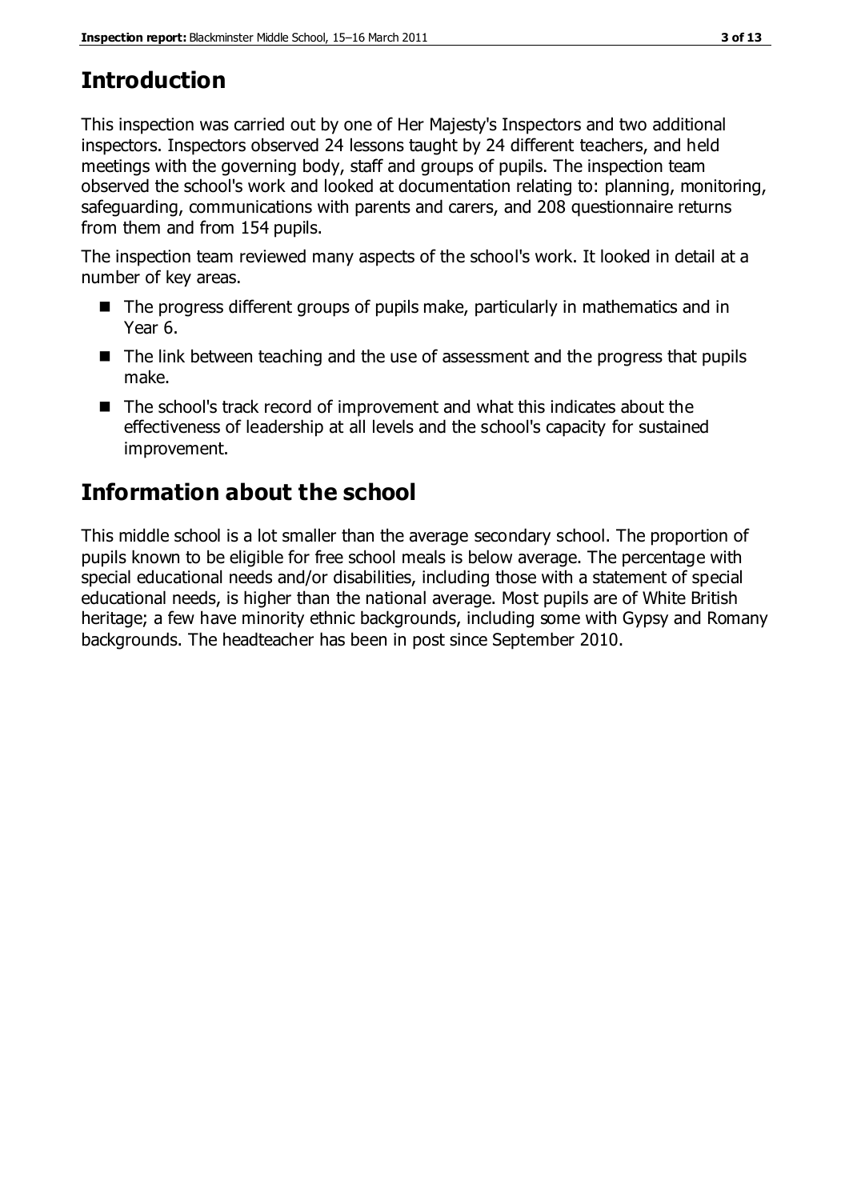## Introduction

This inspection was carried out by one of Her Majesty's Inspectors and two additional inspectors. Inspectors observed 24 lessons taught by 24 different teachers, and held meetings with the governing body, staff and groups of pupils. The inspection team observed the school's work and looked at documentation relating to: planning, monitoring, safeguarding, communications with parents and carers, and 208 questionnaire returns from them and from 154 pupils.

The inspection team reviewed many aspects of the school's work. It looked in detail at a number of key areas.

- The progress different groups of pupils make, particularly in mathematics and in Year 6.
- The link between teaching and the use of assessment and the progress that pupils make.
- The school's track record of improvement and what this indicates about the effectiveness of leadership at all levels and the school's capacity for sustained improvement.

## Information about the school

This middle school is a lot smaller than the average secondary school. The proportion of pupils known to be eligible for free school meals is below average. The percentage with special educational needs and/or disabilities, including those with a statement of special educational needs, is higher than the national average. Most pupils are of White British heritage; a few have minority ethnic backgrounds, including some with Gypsy and Romany backgrounds. The headteacher has been in post since September 2010.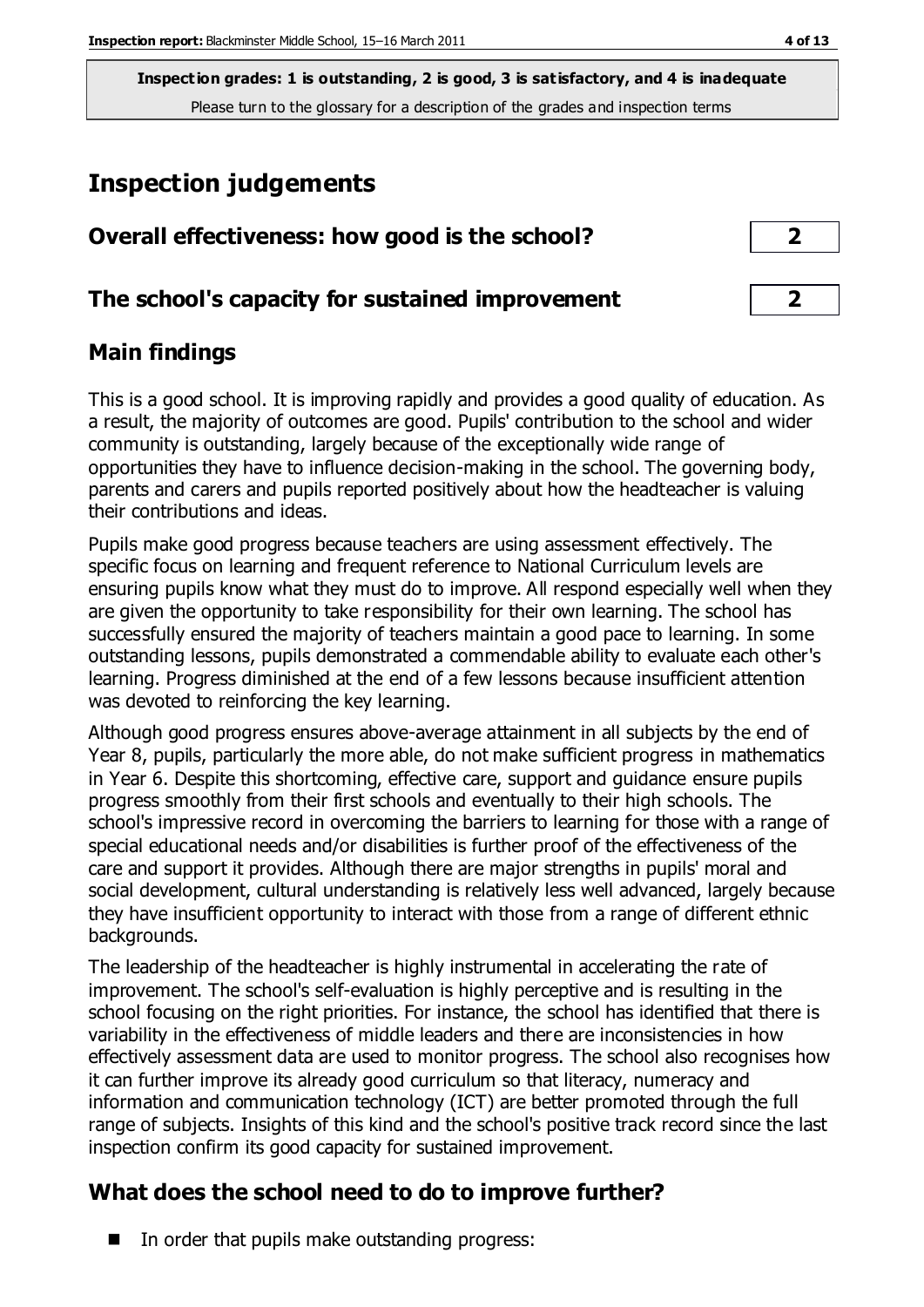**Inspection grades: 1 is outstanding, 2 is good, 3 is satisfactory, and 4 is inadequate**
Please turn to the glossary for a description of the grades and inspection terms

# Inspection judgements

| | |
|---|---|
| **Overall effectiveness: how good is the school?** | **2** |
| **The school's capacity for sustained improvement** | **2** |

## Main findings

This is a good school. It is improving rapidly and provides a good quality of education. As a result, the majority of outcomes are good. Pupils' contribution to the school and wider community is outstanding, largely because of the exceptionally wide range of opportunities they have to influence decision-making in the school. The governing body, parents and carers and pupils reported positively about how the headteacher is valuing their contributions and ideas.

Pupils make good progress because teachers are using assessment effectively. The specific focus on learning and frequent reference to National Curriculum levels are ensuring pupils know what they must do to improve. All respond especially well when they are given the opportunity to take responsibility for their own learning. The school has successfully ensured the majority of teachers maintain a good pace to learning. In some outstanding lessons, pupils demonstrated a commendable ability to evaluate each other's learning. Progress diminished at the end of a few lessons because insufficient attention was devoted to reinforcing the key learning.

Although good progress ensures above-average attainment in all subjects by the end of Year 8, pupils, particularly the more able, do not make sufficient progress in mathematics in Year 6. Despite this shortcoming, effective care, support and guidance ensure pupils progress smoothly from their first schools and eventually to their high schools. The school's impressive record in overcoming the barriers to learning for those with a range of special educational needs and/or disabilities is further proof of the effectiveness of the care and support it provides. Although there are major strengths in pupils' moral and social development, cultural understanding is relatively less well advanced, largely because they have insufficient opportunity to interact with those from a range of different ethnic backgrounds.

The leadership of the headteacher is highly instrumental in accelerating the rate of improvement. The school's self-evaluation is highly perceptive and is resulting in the school focusing on the right priorities. For instance, the school has identified that there is variability in the effectiveness of middle leaders and there are inconsistencies in how effectively assessment data are used to monitor progress. The school also recognises how it can further improve its already good curriculum so that literacy, numeracy and information and communication technology (ICT) are better promoted through the full range of subjects. Insights of this kind and the school's positive track record since the last inspection confirm its good capacity for sustained improvement.

## What does the school need to do to improve further?

- In order that pupils make outstanding progress: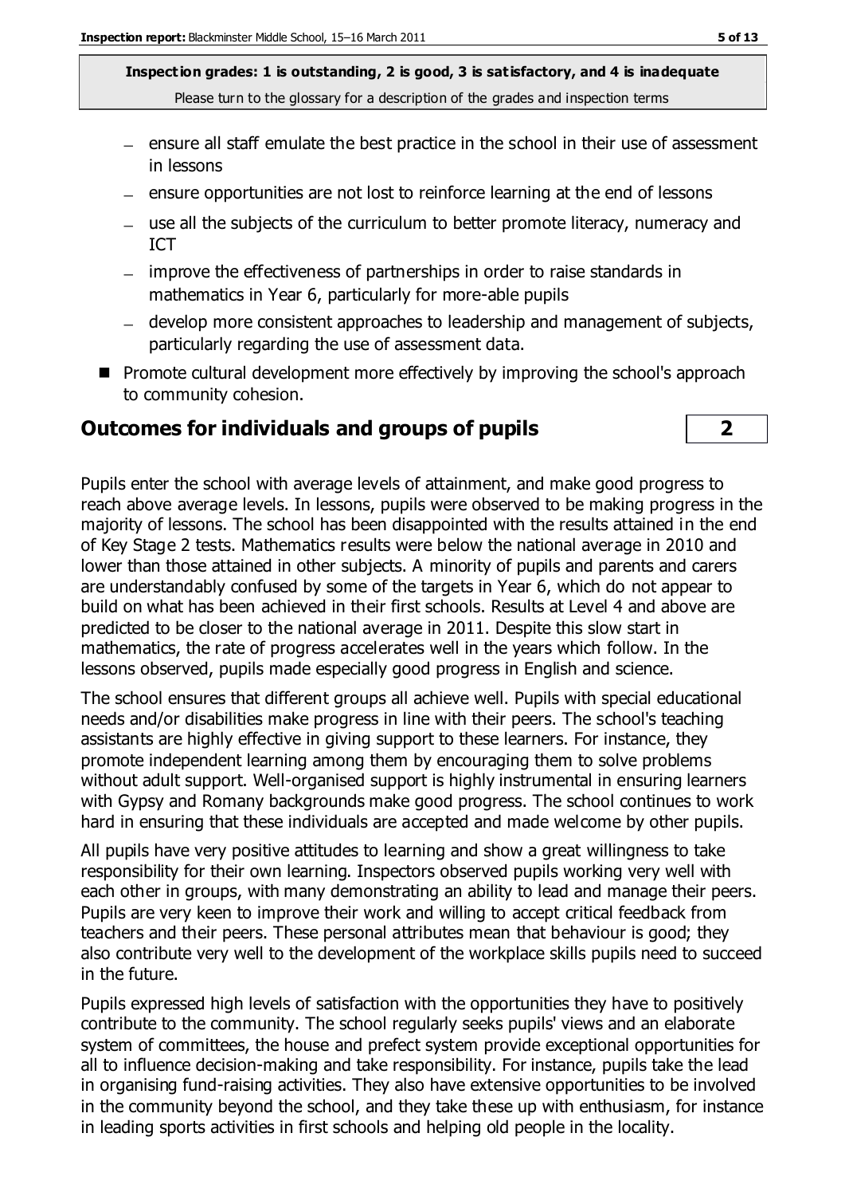- ensure all staff emulate the best practice in the school in their use of assessment in lessons
- ensure opportunities are not lost to reinforce learning at the end of lessons
- use all the subjects of the curriculum to better promote literacy, numeracy and ICT
- improve the effectiveness of partnerships in order to raise standards in mathematics in Year 6, particularly for more-able pupils
- develop more consistent approaches to leadership and management of subjects, particularly regarding the use of assessment data.

- Promote cultural development more effectively by improving the school's approach to community cohesion.

## Outcomes for individuals and groups of pupils | 2

Pupils enter the school with average levels of attainment, and make good progress to reach above average levels. In lessons, pupils were observed to be making progress in the majority of lessons. The school has been disappointed with the results attained in the end of Key Stage 2 tests. Mathematics results were below the national average in 2010 and lower than those attained in other subjects. A minority of pupils and parents and carers are understandably confused by some of the targets in Year 6, which do not appear to build on what has been achieved in their first schools. Results at Level 4 and above are predicted to be closer to the national average in 2011. Despite this slow start in mathematics, the rate of progress accelerates well in the years which follow. In the lessons observed, pupils made especially good progress in English and science.

The school ensures that different groups all achieve well. Pupils with special educational needs and/or disabilities make progress in line with their peers. The school's teaching assistants are highly effective in giving support to these learners. For instance, they promote independent learning among them by encouraging them to solve problems without adult support. Well-organised support is highly instrumental in ensuring learners with Gypsy and Romany backgrounds make good progress. The school continues to work hard in ensuring that these individuals are accepted and made welcome by other pupils.

All pupils have very positive attitudes to learning and show a great willingness to take responsibility for their own learning. Inspectors observed pupils working very well with each other in groups, with many demonstrating an ability to lead and manage their peers. Pupils are very keen to improve their work and willing to accept critical feedback from teachers and their peers. These personal attributes mean that behaviour is good; they also contribute very well to the development of the workplace skills pupils need to succeed in the future.

Pupils expressed high levels of satisfaction with the opportunities they have to positively contribute to the community. The school regularly seeks pupils' views and an elaborate system of committees, the house and prefect system provide exceptional opportunities for all to influence decision-making and take responsibility. For instance, pupils take the lead in organising fund-raising activities. They also have extensive opportunities to be involved in the community beyond the school, and they take these up with enthusiasm, for instance in leading sports activities in first schools and helping old people in the locality.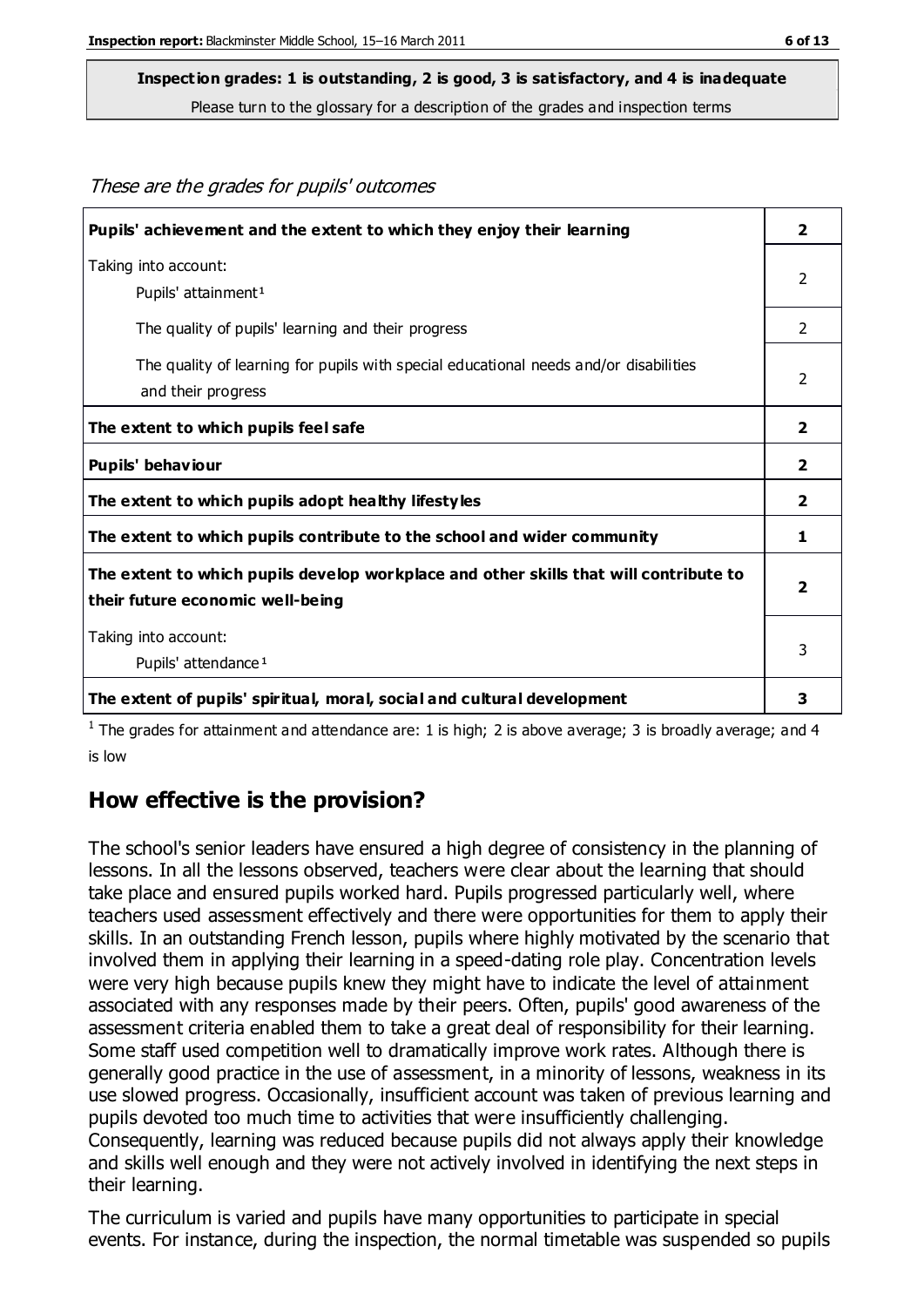**Inspection grades: 1 is outstanding, 2 is good, 3 is satisfactory, and 4 is inadequate**

Please turn to the glossary for a description of the grades and inspection terms

*These are the grades for pupils' outcomes*

| | |
|---|---|
| **Pupils' achievement and the extent to which they enjoy their learning** | **2** |
| Taking into account: Pupils' attainment[1] | 2 |
| The quality of pupils' learning and their progress | 2 |
| The quality of learning for pupils with special educational needs and/or disabilities and their progress | 2 |
| **The extent to which pupils feel safe** | **2** |
| **Pupils' behaviour** | **2** |
| **The extent to which pupils adopt healthy lifestyles** | **2** |
| **The extent to which pupils contribute to the school and wider community** | **1** |
| **The extent to which pupils develop workplace and other skills that will contribute to their future economic well-being** | **2** |
| Taking into account: Pupils' attendance[1] | 3 |
| **The extent of pupils' spiritual, moral, social and cultural development** | **3** |

[1] The grades for attainment and attendance are: 1 is high; 2 is above average; 3 is broadly average; and 4 is low

## How effective is the provision?

The school's senior leaders have ensured a high degree of consistency in the planning of lessons. In all the lessons observed, teachers were clear about the learning that should take place and ensured pupils worked hard. Pupils progressed particularly well, where teachers used assessment effectively and there were opportunities for them to apply their skills. In an outstanding French lesson, pupils where highly motivated by the scenario that involved them in applying their learning in a speed-dating role play. Concentration levels were very high because pupils knew they might have to indicate the level of attainment associated with any responses made by their peers. Often, pupils' good awareness of the assessment criteria enabled them to take a great deal of responsibility for their learning. Some staff used competition well to dramatically improve work rates. Although there is generally good practice in the use of assessment, in a minority of lessons, weakness in its use slowed progress. Occasionally, insufficient account was taken of previous learning and pupils devoted too much time to activities that were insufficiently challenging. Consequently, learning was reduced because pupils did not always apply their knowledge and skills well enough and they were not actively involved in identifying the next steps in their learning.

The curriculum is varied and pupils have many opportunities to participate in special events. For instance, during the inspection, the normal timetable was suspended so pupils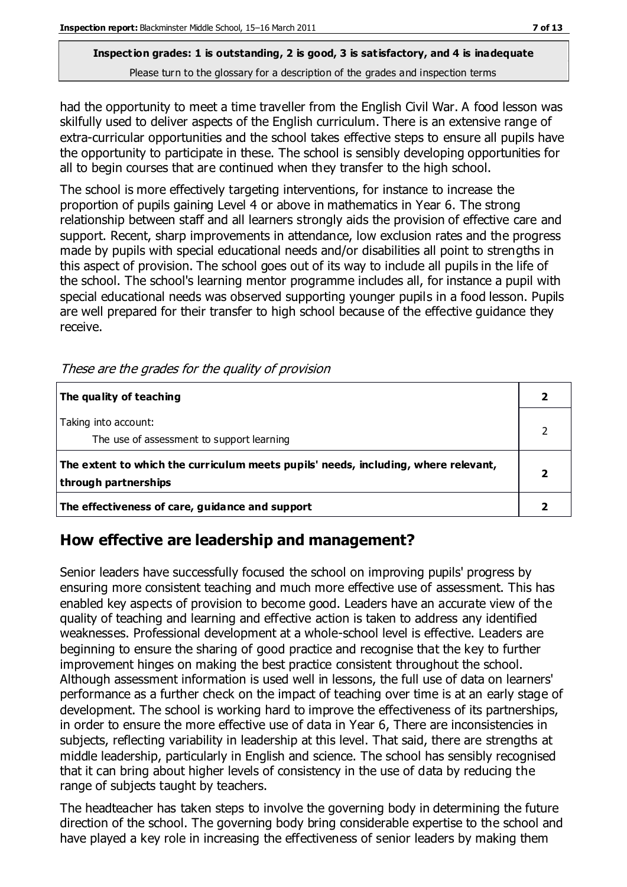had the opportunity to meet a time traveller from the English Civil War. A food lesson was skilfully used to deliver aspects of the English curriculum. There is an extensive range of extra-curricular opportunities and the school takes effective steps to ensure all pupils have the opportunity to participate in these. The school is sensibly developing opportunities for all to begin courses that are continued when they transfer to the high school.

The school is more effectively targeting interventions, for instance to increase the proportion of pupils gaining Level 4 or above in mathematics in Year 6. The strong relationship between staff and all learners strongly aids the provision of effective care and support. Recent, sharp improvements in attendance, low exclusion rates and the progress made by pupils with special educational needs and/or disabilities all point to strengths in this aspect of provision. The school goes out of its way to include all pupils in the life of the school. The school's learning mentor programme includes all, for instance a pupil with special educational needs was observed supporting younger pupils in a food lesson. Pupils are well prepared for their transfer to high school because of the effective guidance they receive.

*These are the grades for the quality of provision*

| | |
|---|---|
| **The quality of teaching** | **2** |
| Taking into account:<br>The use of assessment to support learning | 2 |
| **The extent to which the curriculum meets pupils' needs, including, where relevant, through partnerships** | **2** |
| **The effectiveness of care, guidance and support** | **2** |

## How effective are leadership and management?

Senior leaders have successfully focused the school on improving pupils' progress by ensuring more consistent teaching and much more effective use of assessment. This has enabled key aspects of provision to become good. Leaders have an accurate view of the quality of teaching and learning and effective action is taken to address any identified weaknesses. Professional development at a whole-school level is effective. Leaders are beginning to ensure the sharing of good practice and recognise that the key to further improvement hinges on making the best practice consistent throughout the school. Although assessment information is used well in lessons, the full use of data on learners' performance as a further check on the impact of teaching over time is at an early stage of development. The school is working hard to improve the effectiveness of its partnerships, in order to ensure the more effective use of data in Year 6, There are inconsistencies in subjects, reflecting variability in leadership at this level. That said, there are strengths at middle leadership, particularly in English and science. The school has sensibly recognised that it can bring about higher levels of consistency in the use of data by reducing the range of subjects taught by teachers.

The headteacher has taken steps to involve the governing body in determining the future direction of the school. The governing body bring considerable expertise to the school and have played a key role in increasing the effectiveness of senior leaders by making them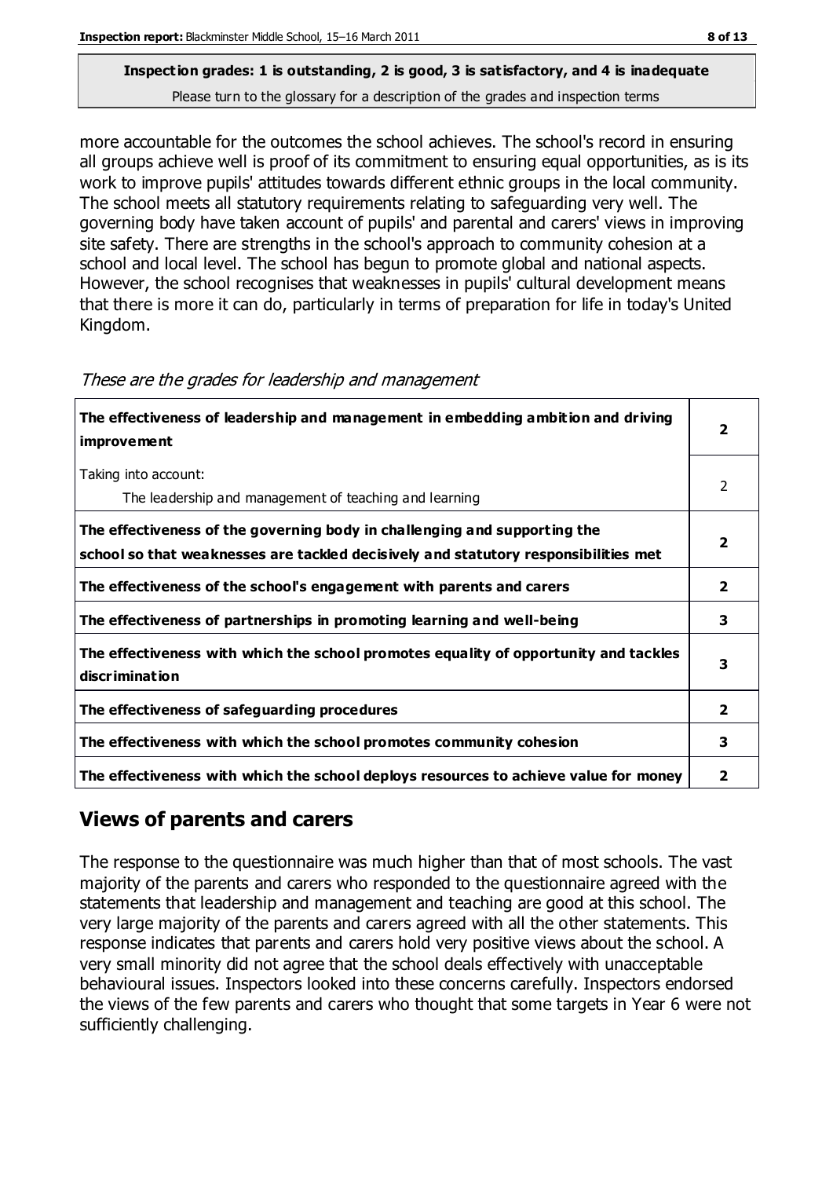**Inspection grades: 1 is outstanding, 2 is good, 3 is satisfactory, and 4 is inadequate**
Please turn to the glossary for a description of the grades and inspection terms

more accountable for the outcomes the school achieves. The school's record in ensuring all groups achieve well is proof of its commitment to ensuring equal opportunities, as is its work to improve pupils' attitudes towards different ethnic groups in the local community. The school meets all statutory requirements relating to safeguarding very well. The governing body have taken account of pupils' and parental and carers' views in improving site safety. There are strengths in the school's approach to community cohesion at a school and local level. The school has begun to promote global and national aspects. However, the school recognises that weaknesses in pupils' cultural development means that there is more it can do, particularly in terms of preparation for life in today's United Kingdom.

*These are the grades for leadership and management*

| | |
|---|---|
| **The effectiveness of leadership and management in embedding ambition and driving improvement** | **2** |
| Taking into account:<br>The leadership and management of teaching and learning | 2 |
| **The effectiveness of the governing body in challenging and supporting the school so that weaknesses are tackled decisively and statutory responsibilities met** | **2** |
| **The effectiveness of the school's engagement with parents and carers** | **2** |
| **The effectiveness of partnerships in promoting learning and well-being** | **3** |
| **The effectiveness with which the school promotes equality of opportunity and tackles discrimination** | **3** |
| **The effectiveness of safeguarding procedures** | **2** |
| **The effectiveness with which the school promotes community cohesion** | **3** |
| **The effectiveness with which the school deploys resources to achieve value for money** | **2** |

## Views of parents and carers

The response to the questionnaire was much higher than that of most schools. The vast majority of the parents and carers who responded to the questionnaire agreed with the statements that leadership and management and teaching are good at this school. The very large majority of the parents and carers agreed with all the other statements. This response indicates that parents and carers hold very positive views about the school. A very small minority did not agree that the school deals effectively with unacceptable behavioural issues. Inspectors looked into these concerns carefully. Inspectors endorsed the views of the few parents and carers who thought that some targets in Year 6 were not sufficiently challenging.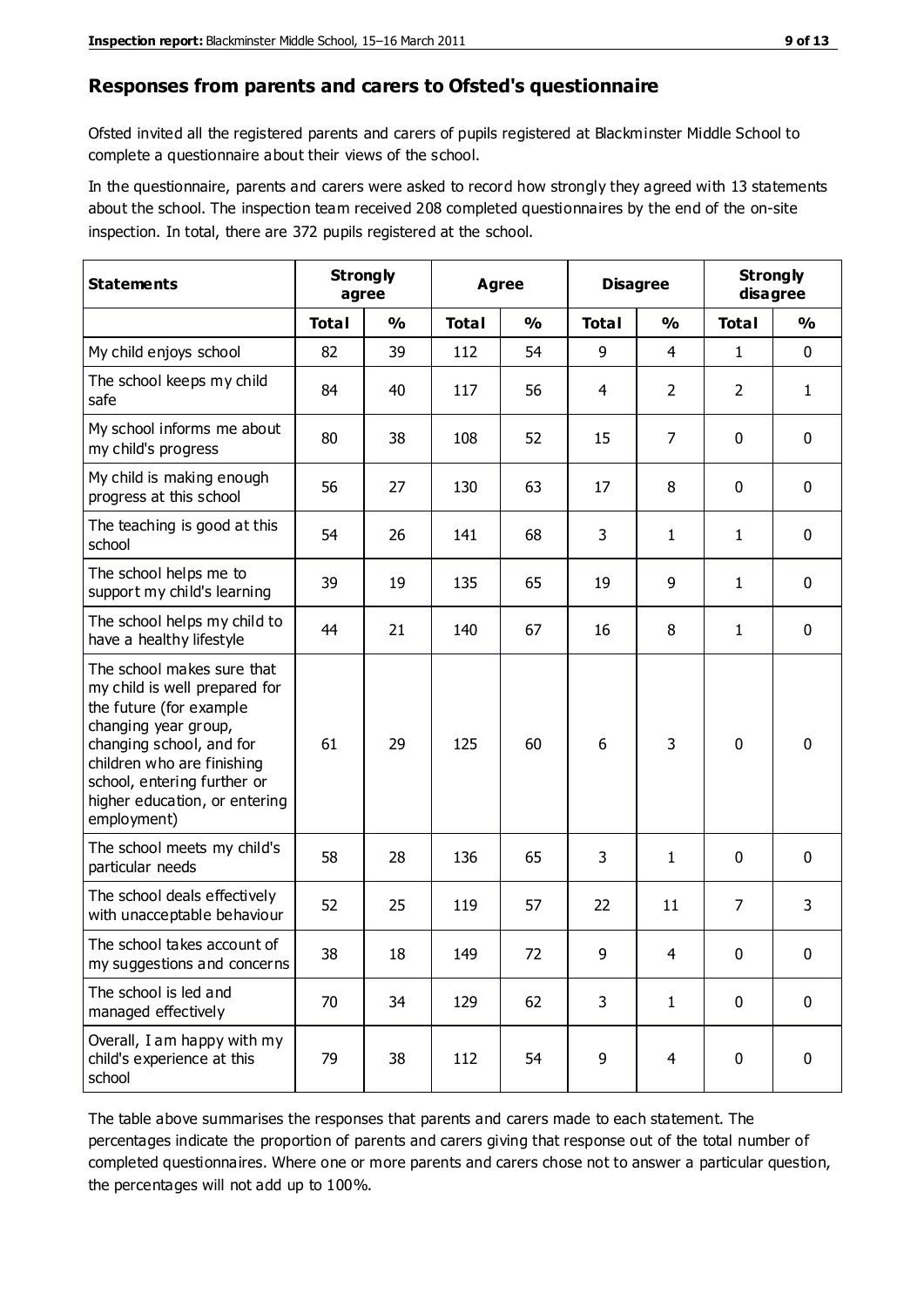## Responses from parents and carers to Ofsted's questionnaire

Ofsted invited all the registered parents and carers of pupils registered at Blackminster Middle School to complete a questionnaire about their views of the school.

In the questionnaire, parents and carers were asked to record how strongly they agreed with 13 statements about the school. The inspection team received 208 completed questionnaires by the end of the on-site inspection. In total, there are 372 pupils registered at the school.

| Statements | Strongly agree | | Agree | | Disagree | | Strongly disagree | |
|---|---|---|---|---|---|---|---|---|
| | Total | % | Total | % | Total | % | Total | % |
| My child enjoys school | 82 | 39 | 112 | 54 | 9 | 4 | 1 | 0 |
| The school keeps my child safe | 84 | 40 | 117 | 56 | 4 | 2 | 2 | 1 |
| My school informs me about my child's progress | 80 | 38 | 108 | 52 | 15 | 7 | 0 | 0 |
| My child is making enough progress at this school | 56 | 27 | 130 | 63 | 17 | 8 | 0 | 0 |
| The teaching is good at this school | 54 | 26 | 141 | 68 | 3 | 1 | 1 | 0 |
| The school helps me to support my child's learning | 39 | 19 | 135 | 65 | 19 | 9 | 1 | 0 |
| The school helps my child to have a healthy lifestyle | 44 | 21 | 140 | 67 | 16 | 8 | 1 | 0 |
| The school makes sure that my child is well prepared for the future (for example changing year group, changing school, and for children who are finishing school, entering further or higher education, or entering employment) | 61 | 29 | 125 | 60 | 6 | 3 | 0 | 0 |
| The school meets my child's particular needs | 58 | 28 | 136 | 65 | 3 | 1 | 0 | 0 |
| The school deals effectively with unacceptable behaviour | 52 | 25 | 119 | 57 | 22 | 11 | 7 | 3 |
| The school takes account of my suggestions and concerns | 38 | 18 | 149 | 72 | 9 | 4 | 0 | 0 |
| The school is led and managed effectively | 70 | 34 | 129 | 62 | 3 | 1 | 0 | 0 |
| Overall, I am happy with my child's experience at this school | 79 | 38 | 112 | 54 | 9 | 4 | 0 | 0 |

The table above summarises the responses that parents and carers made to each statement. The percentages indicate the proportion of parents and carers giving that response out of the total number of completed questionnaires. Where one or more parents and carers chose not to answer a particular question, the percentages will not add up to 100%.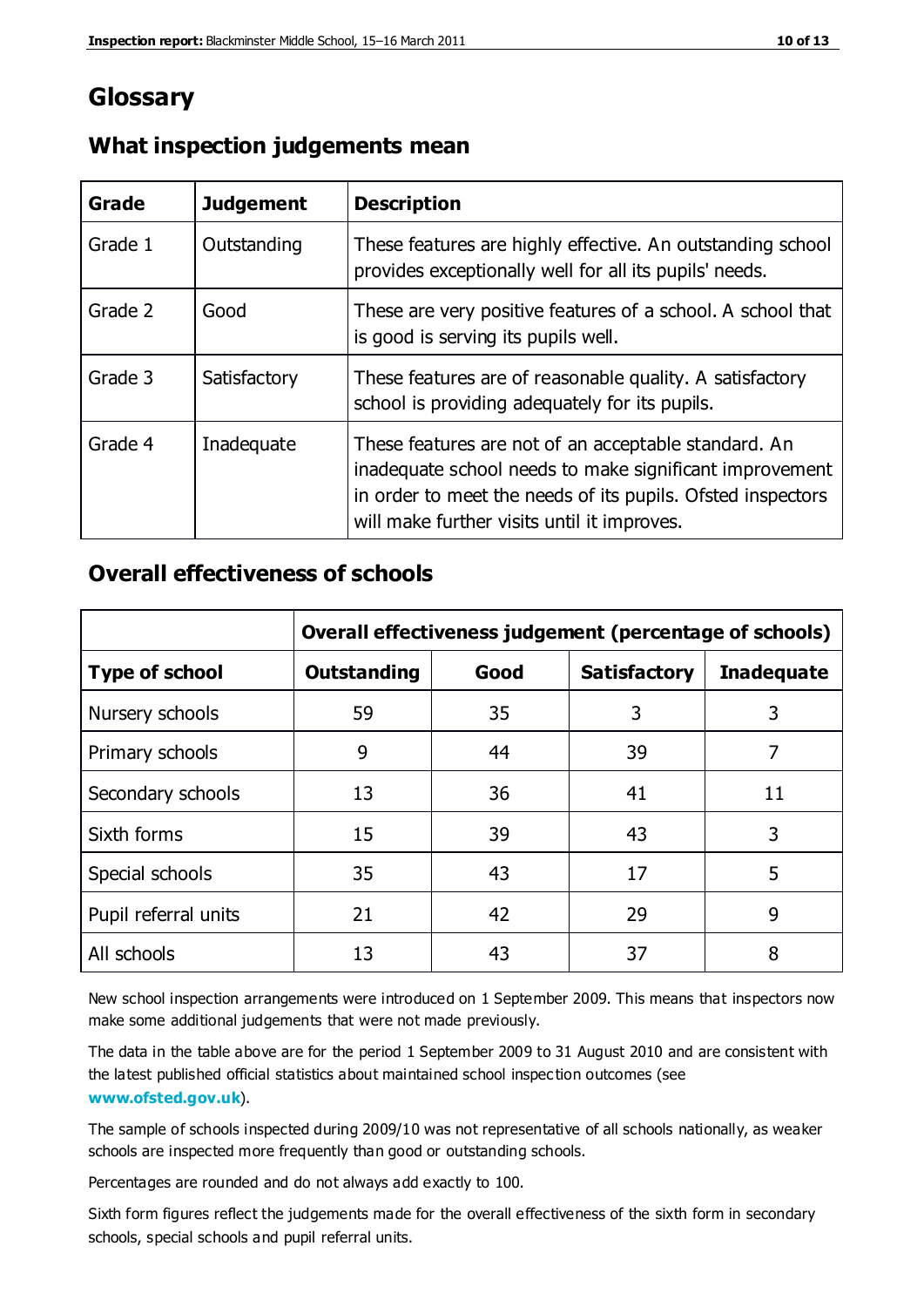# Glossary

## What inspection judgements mean

| Grade | Judgement | Description |
|---|---|---|
| Grade 1 | Outstanding | These features are highly effective. An outstanding school provides exceptionally well for all its pupils' needs. |
| Grade 2 | Good | These are very positive features of a school. A school that is good is serving its pupils well. |
| Grade 3 | Satisfactory | These features are of reasonable quality. A satisfactory school is providing adequately for its pupils. |
| Grade 4 | Inadequate | These features are not of an acceptable standard. An inadequate school needs to make significant improvement in order to meet the needs of its pupils. Ofsted inspectors will make further visits until it improves. |

## Overall effectiveness of schools

| | Overall effectiveness judgement (percentage of schools) | | | |
|---|---|---|---|---|
| **Type of school** | **Outstanding** | **Good** | **Satisfactory** | **Inadequate** |
| Nursery schools | 59 | 35 | 3 | 3 |
| Primary schools | 9 | 44 | 39 | 7 |
| Secondary schools | 13 | 36 | 41 | 11 |
| Sixth forms | 15 | 39 | 43 | 3 |
| Special schools | 35 | 43 | 17 | 5 |
| Pupil referral units | 21 | 42 | 29 | 9 |
| All schools | 13 | 43 | 37 | 8 |

New school inspection arrangements were introduced on 1 September 2009. This means that inspectors now make some additional judgements that were not made previously.

The data in the table above are for the period 1 September 2009 to 31 August 2010 and are consistent with the latest published official statistics about maintained school inspection outcomes (see **www.ofsted.gov.uk**).

The sample of schools inspected during 2009/10 was not representative of all schools nationally, as weaker schools are inspected more frequently than good or outstanding schools.

Percentages are rounded and do not always add exactly to 100.

Sixth form figures reflect the judgements made for the overall effectiveness of the sixth form in secondary schools, special schools and pupil referral units.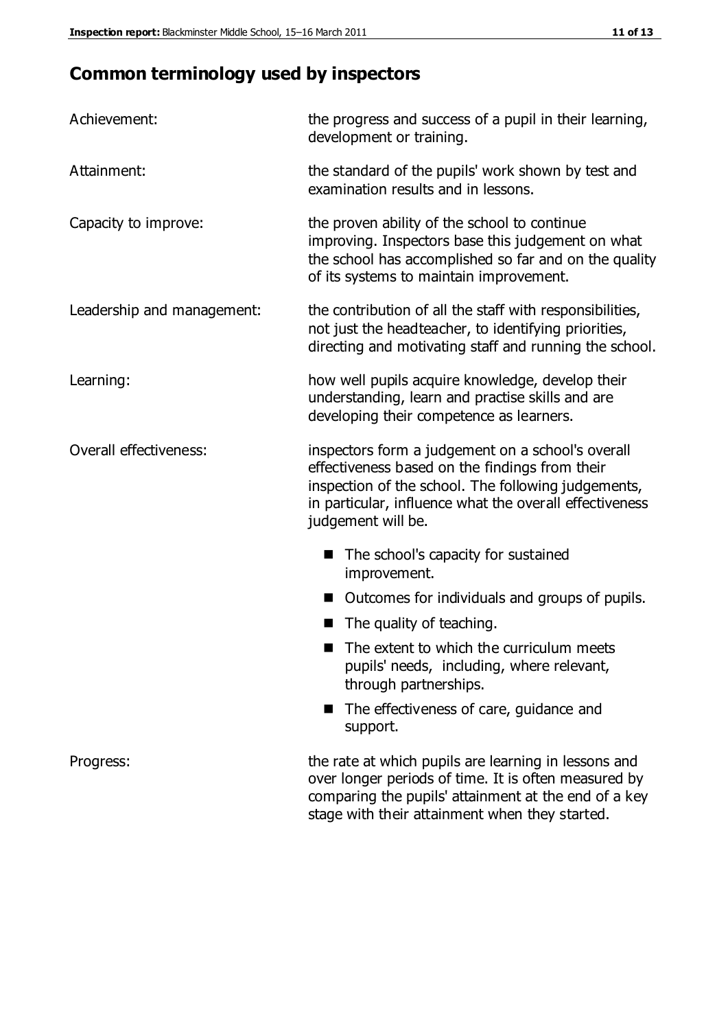# Common terminology used by inspectors

| | |
|---|---|
| Achievement: | the progress and success of a pupil in their learning, development or training. |
| Attainment: | the standard of the pupils' work shown by test and examination results and in lessons. |
| Capacity to improve: | the proven ability of the school to continue improving. Inspectors base this judgement on what the school has accomplished so far and on the quality of its systems to maintain improvement. |
| Leadership and management: | the contribution of all the staff with responsibilities, not just the headteacher, to identifying priorities, directing and motivating staff and running the school. |
| Learning: | how well pupils acquire knowledge, develop their understanding, learn and practise skills and are developing their competence as learners. |
| Overall effectiveness: | inspectors form a judgement on a school's overall effectiveness based on the findings from their inspection of the school. The following judgements, in particular, influence what the overall effectiveness judgement will be. |

- The school's capacity for sustained improvement.
- Outcomes for individuals and groups of pupils.
- The quality of teaching.
- The extent to which the curriculum meets pupils' needs, including, where relevant, through partnerships.
- The effectiveness of care, guidance and support.

| | |
|---|---|
| Progress: | the rate at which pupils are learning in lessons and over longer periods of time. It is often measured by comparing the pupils' attainment at the end of a key stage with their attainment when they started. |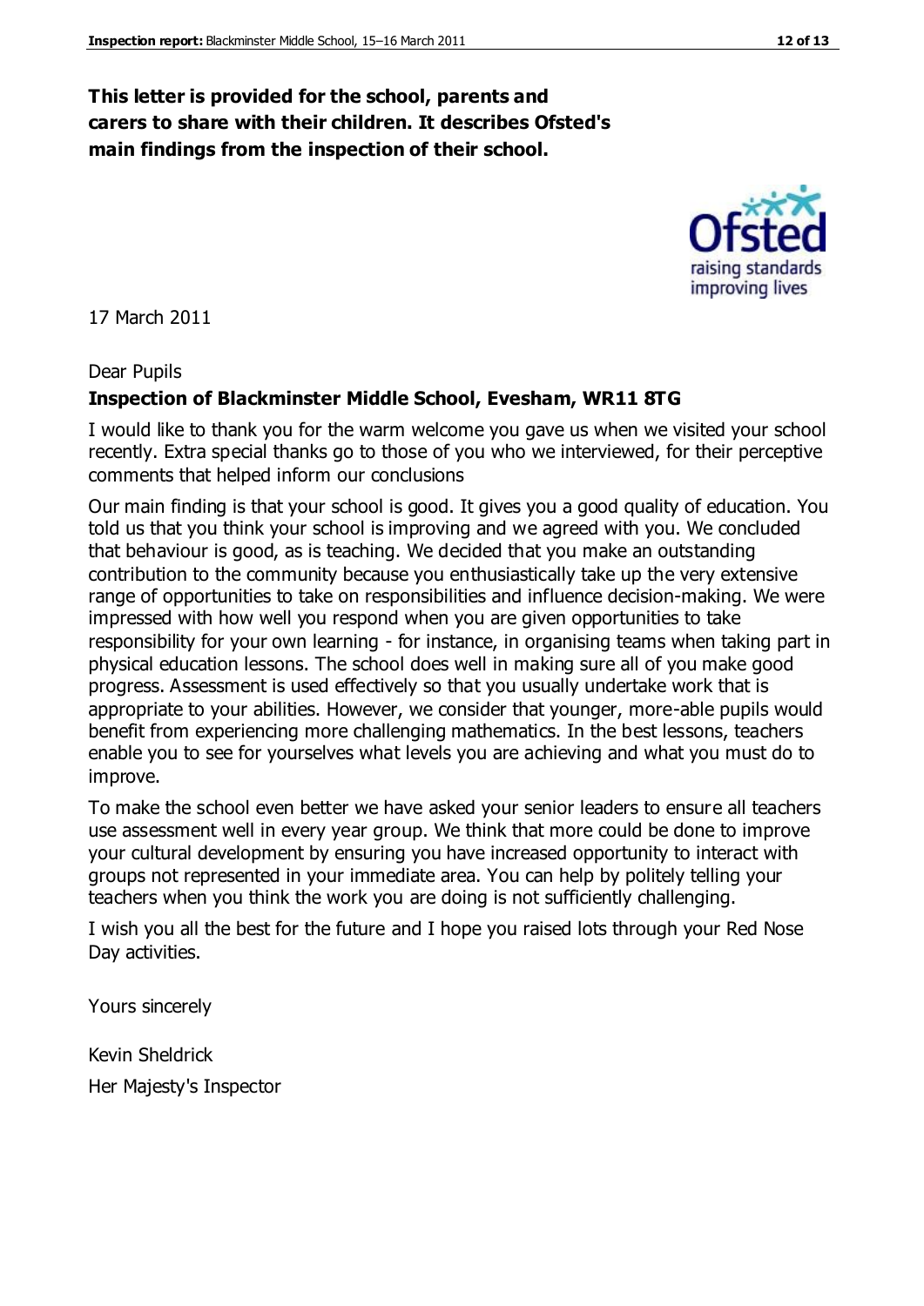**This letter is provided for the school, parents and carers to share with their children. It describes Ofsted's main findings from the inspection of their school.**

17 March 2011

Dear Pupils

**Inspection of Blackminster Middle School, Evesham, WR11 8TG**

I would like to thank you for the warm welcome you gave us when we visited your school recently. Extra special thanks go to those of you who we interviewed, for their perceptive comments that helped inform our conclusions

Our main finding is that your school is good. It gives you a good quality of education. You told us that you think your school is improving and we agreed with you. We concluded that behaviour is good, as is teaching. We decided that you make an outstanding contribution to the community because you enthusiastically take up the very extensive range of opportunities to take on responsibilities and influence decision-making. We were impressed with how well you respond when you are given opportunities to take responsibility for your own learning - for instance, in organising teams when taking part in physical education lessons. The school does well in making sure all of you make good progress. Assessment is used effectively so that you usually undertake work that is appropriate to your abilities. However, we consider that younger, more-able pupils would benefit from experiencing more challenging mathematics. In the best lessons, teachers enable you to see for yourselves what levels you are achieving and what you must do to improve.

To make the school even better we have asked your senior leaders to ensure all teachers use assessment well in every year group. We think that more could be done to improve your cultural development by ensuring you have increased opportunity to interact with groups not represented in your immediate area. You can help by politely telling your teachers when you think the work you are doing is not sufficiently challenging.

I wish you all the best for the future and I hope you raised lots through your Red Nose Day activities.

Yours sincerely

Kevin Sheldrick

Her Majesty's Inspector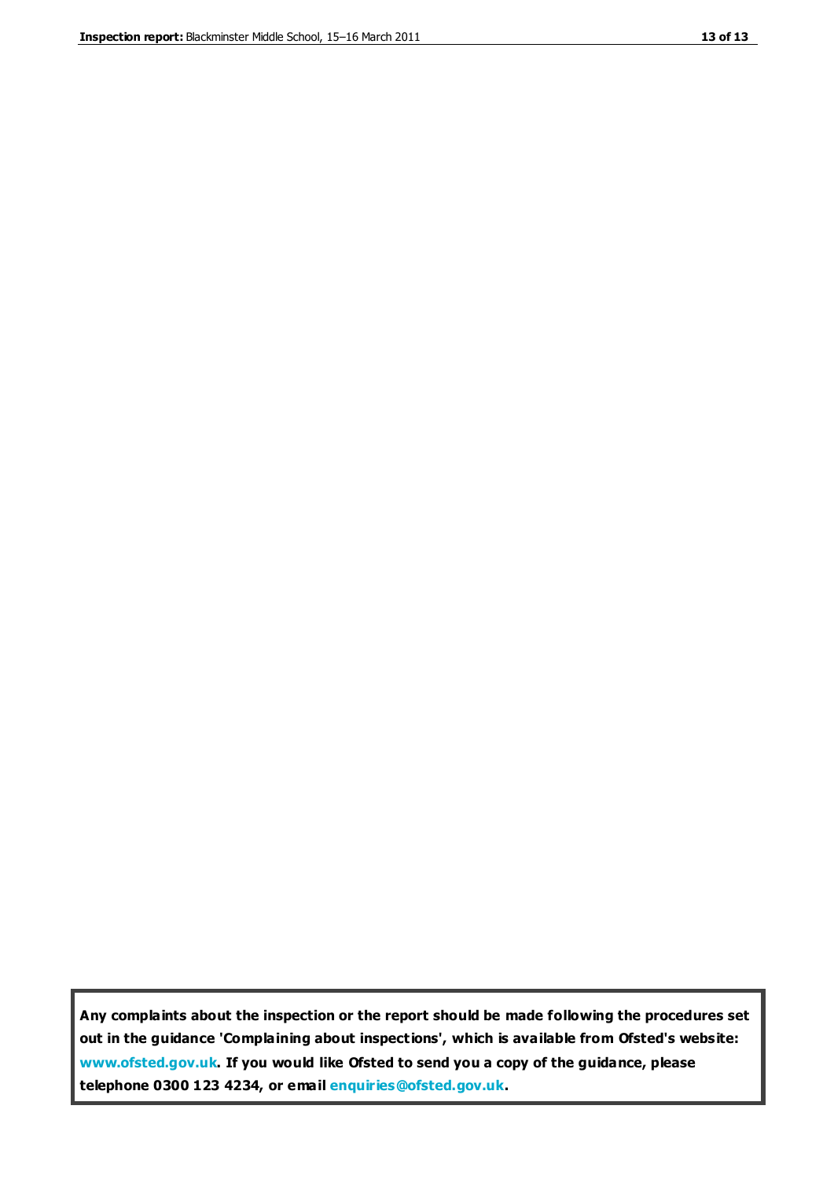**Any complaints about the inspection or the report should be made following the procedures set out in the guidance 'Complaining about inspections', which is available from Ofsted's website: www.ofsted.gov.uk. If you would like Ofsted to send you a copy of the guidance, please telephone 0300 123 4234, or email enquiries@ofsted.gov.uk.**